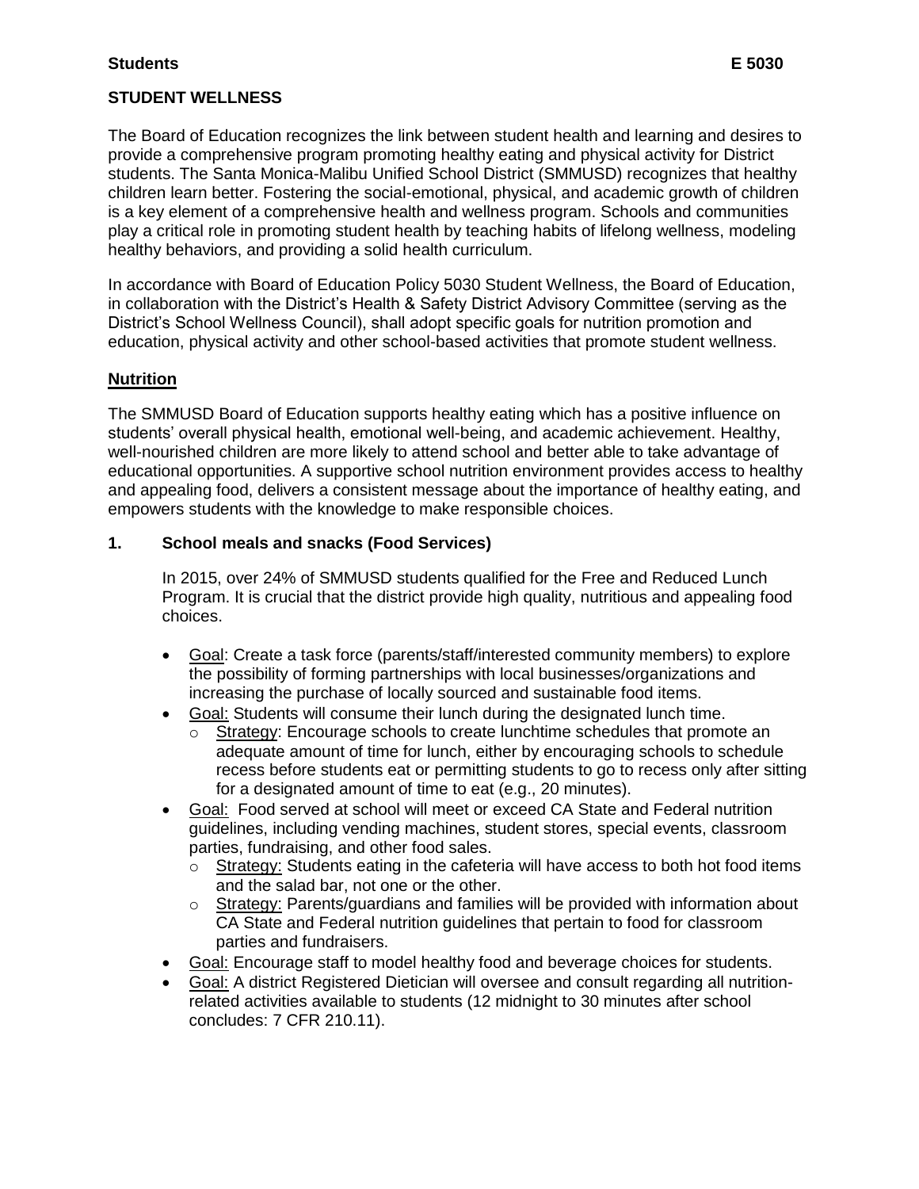**Students** **E 5030**

# STUDENT WELLNESS

The Board of Education recognizes the link between student health and learning and desires to provide a comprehensive program promoting healthy eating and physical activity for District students. The Santa Monica-Malibu Unified School District (SMMUSD) recognizes that healthy children learn better. Fostering the social-emotional, physical, and academic growth of children is a key element of a comprehensive health and wellness program. Schools and communities play a critical role in promoting student health by teaching habits of lifelong wellness, modeling healthy behaviors, and providing a solid health curriculum.

In accordance with Board of Education Policy 5030 Student Wellness, the Board of Education, in collaboration with the District's Health & Safety District Advisory Committee (serving as the District's School Wellness Council), shall adopt specific goals for nutrition promotion and education, physical activity and other school-based activities that promote student wellness.

## Nutrition

The SMMUSD Board of Education supports healthy eating which has a positive influence on students' overall physical health, emotional well-being, and academic achievement. Healthy, well-nourished children are more likely to attend school and better able to take advantage of educational opportunities. A supportive school nutrition environment provides access to healthy and appealing food, delivers a consistent message about the importance of healthy eating, and empowers students with the knowledge to make responsible choices.

### 1. School meals and snacks (Food Services)

In 2015, over 24% of SMMUSD students qualified for the Free and Reduced Lunch Program. It is crucial that the district provide high quality, nutritious and appealing food choices.

- Goal: Create a task force (parents/staff/interested community members) to explore the possibility of forming partnerships with local businesses/organizations and increasing the purchase of locally sourced and sustainable food items.
- Goal: Students will consume their lunch during the designated lunch time.
  - Strategy: Encourage schools to create lunchtime schedules that promote an adequate amount of time for lunch, either by encouraging schools to schedule recess before students eat or permitting students to go to recess only after sitting for a designated amount of time to eat (e.g., 20 minutes).
- Goal: Food served at school will meet or exceed CA State and Federal nutrition guidelines, including vending machines, student stores, special events, classroom parties, fundraising, and other food sales.
  - Strategy: Students eating in the cafeteria will have access to both hot food items and the salad bar, not one or the other.
  - Strategy: Parents/guardians and families will be provided with information about CA State and Federal nutrition guidelines that pertain to food for classroom parties and fundraisers.
- Goal: Encourage staff to model healthy food and beverage choices for students.
- Goal: A district Registered Dietician will oversee and consult regarding all nutrition-related activities available to students (12 midnight to 30 minutes after school concludes: 7 CFR 210.11).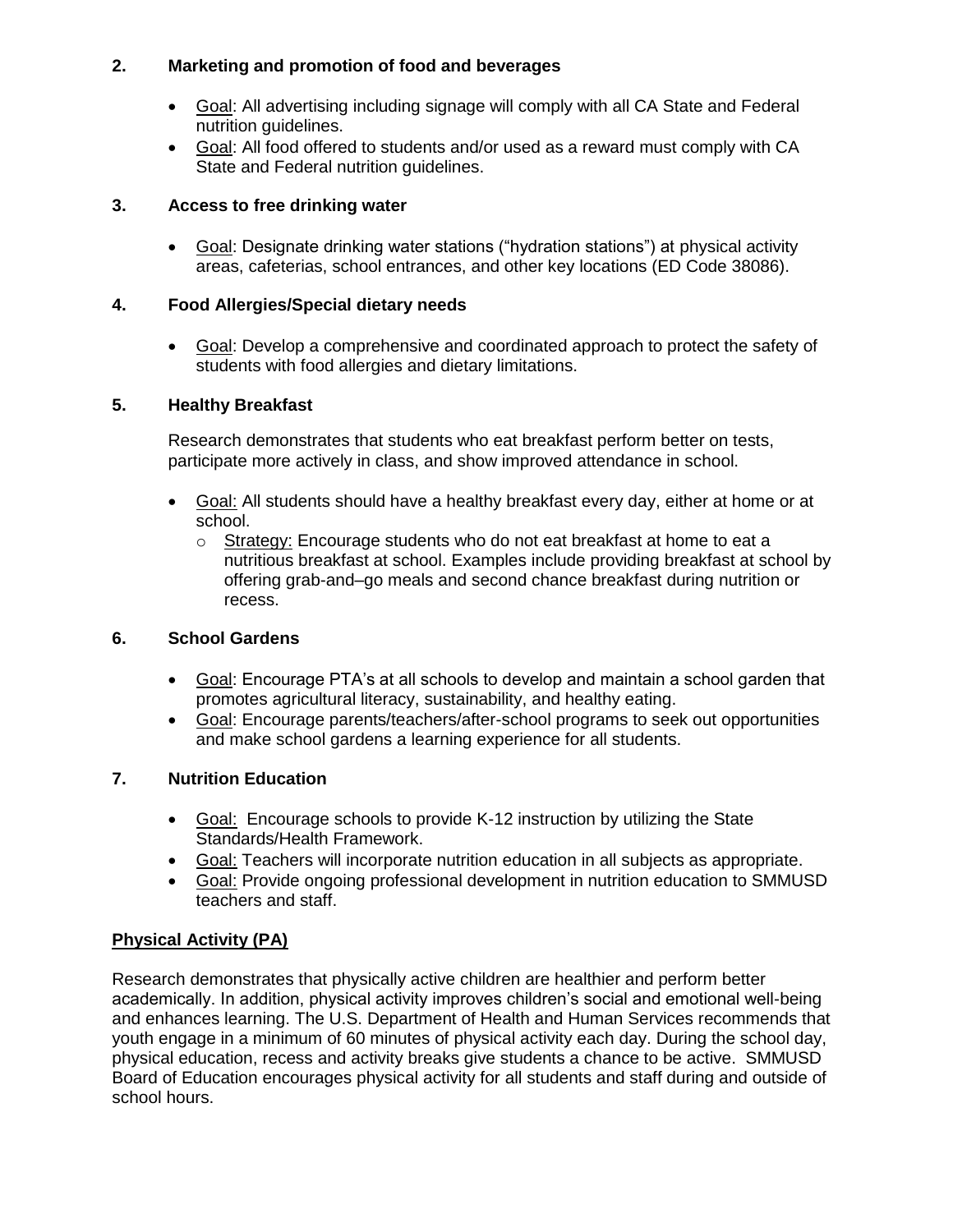## 2. Marketing and promotion of food and beverages

- Goal: All advertising including signage will comply with all CA State and Federal nutrition guidelines.
- Goal: All food offered to students and/or used as a reward must comply with CA State and Federal nutrition guidelines.

## 3. Access to free drinking water

- Goal: Designate drinking water stations ("hydration stations") at physical activity areas, cafeterias, school entrances, and other key locations (ED Code 38086).

## 4. Food Allergies/Special dietary needs

- Goal: Develop a comprehensive and coordinated approach to protect the safety of students with food allergies and dietary limitations.

## 5. Healthy Breakfast

Research demonstrates that students who eat breakfast perform better on tests, participate more actively in class, and show improved attendance in school.

- Goal: All students should have a healthy breakfast every day, either at home or at school.
  - Strategy: Encourage students who do not eat breakfast at home to eat a nutritious breakfast at school. Examples include providing breakfast at school by offering grab-and–go meals and second chance breakfast during nutrition or recess.

## 6. School Gardens

- Goal: Encourage PTA's at all schools to develop and maintain a school garden that promotes agricultural literacy, sustainability, and healthy eating.
- Goal: Encourage parents/teachers/after-school programs to seek out opportunities and make school gardens a learning experience for all students.

## 7. Nutrition Education

- Goal: Encourage schools to provide K-12 instruction by utilizing the State Standards/Health Framework.
- Goal: Teachers will incorporate nutrition education in all subjects as appropriate.
- Goal: Provide ongoing professional development in nutrition education to SMMUSD teachers and staff.

## Physical Activity (PA)

Research demonstrates that physically active children are healthier and perform better academically. In addition, physical activity improves children's social and emotional well-being and enhances learning. The U.S. Department of Health and Human Services recommends that youth engage in a minimum of 60 minutes of physical activity each day. During the school day, physical education, recess and activity breaks give students a chance to be active. SMMUSD Board of Education encourages physical activity for all students and staff during and outside of school hours.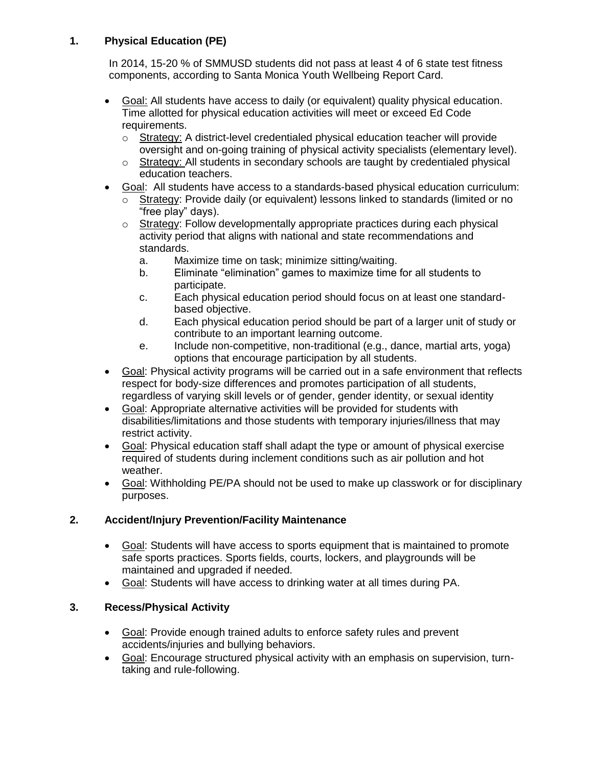## 1. Physical Education (PE)

In 2014, 15-20 % of SMMUSD students did not pass at least 4 of 6 state test fitness components, according to Santa Monica Youth Wellbeing Report Card.

- Goal: All students have access to daily (or equivalent) quality physical education. Time allotted for physical education activities will meet or exceed Ed Code requirements.
  - Strategy: A district-level credentialed physical education teacher will provide oversight and on-going training of physical activity specialists (elementary level).
  - Strategy: All students in secondary schools are taught by credentialed physical education teachers.
- Goal: All students have access to a standards-based physical education curriculum:
  - Strategy: Provide daily (or equivalent) lessons linked to standards (limited or no "free play" days).
  - Strategy: Follow developmentally appropriate practices during each physical activity period that aligns with national and state recommendations and standards.
    a. Maximize time on task; minimize sitting/waiting.
    b. Eliminate "elimination" games to maximize time for all students to participate.
    c. Each physical education period should focus on at least one standard-based objective.
    d. Each physical education period should be part of a larger unit of study or contribute to an important learning outcome.
    e. Include non-competitive, non-traditional (e.g., dance, martial arts, yoga) options that encourage participation by all students.
- Goal: Physical activity programs will be carried out in a safe environment that reflects respect for body-size differences and promotes participation of all students, regardless of varying skill levels or of gender, gender identity, or sexual identity
- Goal: Appropriate alternative activities will be provided for students with disabilities/limitations and those students with temporary injuries/illness that may restrict activity.
- Goal: Physical education staff shall adapt the type or amount of physical exercise required of students during inclement conditions such as air pollution and hot weather.
- Goal: Withholding PE/PA should not be used to make up classwork or for disciplinary purposes.

## 2. Accident/Injury Prevention/Facility Maintenance

- Goal: Students will have access to sports equipment that is maintained to promote safe sports practices. Sports fields, courts, lockers, and playgrounds will be maintained and upgraded if needed.
- Goal: Students will have access to drinking water at all times during PA.

## 3. Recess/Physical Activity

- Goal: Provide enough trained adults to enforce safety rules and prevent accidents/injuries and bullying behaviors.
- Goal: Encourage structured physical activity with an emphasis on supervision, turn-taking and rule-following.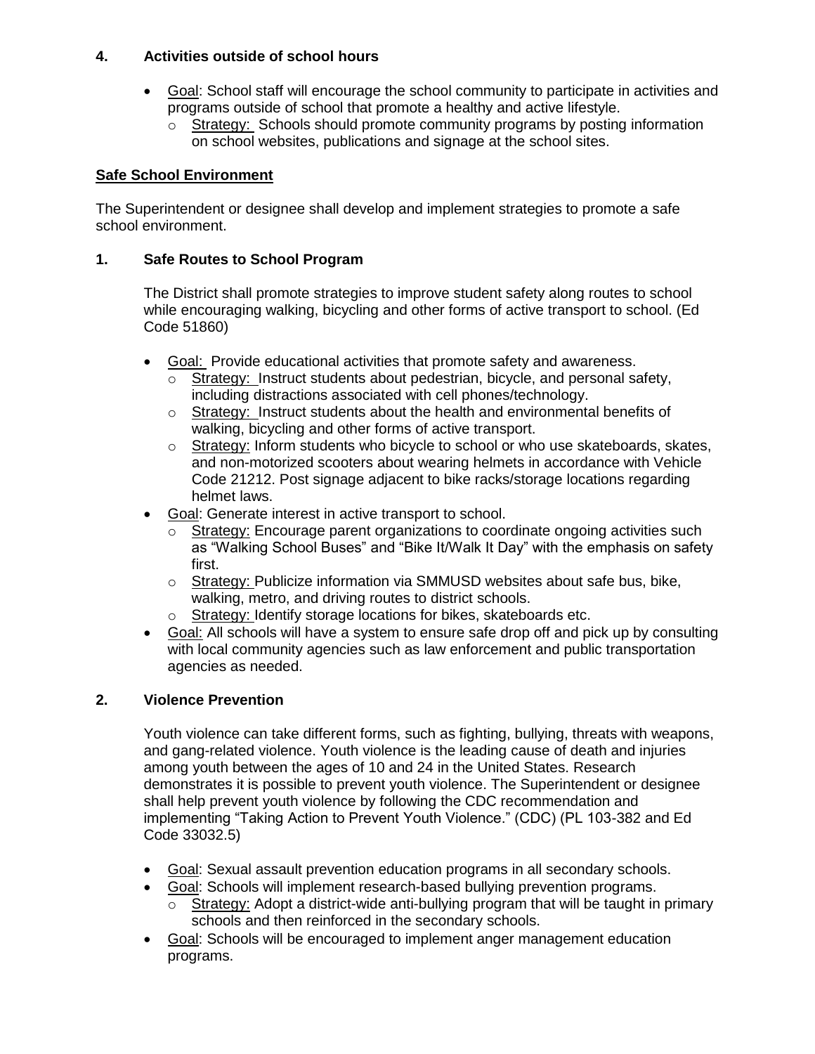**4. Activities outside of school hours**

- Goal: School staff will encourage the school community to participate in activities and programs outside of school that promote a healthy and active lifestyle.
  - Strategy: Schools should promote community programs by posting information on school websites, publications and signage at the school sites.

**Safe School Environment**

The Superintendent or designee shall develop and implement strategies to promote a safe school environment.

**1. Safe Routes to School Program**

The District shall promote strategies to improve student safety along routes to school while encouraging walking, bicycling and other forms of active transport to school. (Ed Code 51860)

- Goal: Provide educational activities that promote safety and awareness.
  - Strategy: Instruct students about pedestrian, bicycle, and personal safety, including distractions associated with cell phones/technology.
  - Strategy: Instruct students about the health and environmental benefits of walking, bicycling and other forms of active transport.
  - Strategy: Inform students who bicycle to school or who use skateboards, skates, and non-motorized scooters about wearing helmets in accordance with Vehicle Code 21212. Post signage adjacent to bike racks/storage locations regarding helmet laws.
- Goal: Generate interest in active transport to school.
  - Strategy: Encourage parent organizations to coordinate ongoing activities such as "Walking School Buses" and "Bike It/Walk It Day" with the emphasis on safety first.
  - Strategy: Publicize information via SMMUSD websites about safe bus, bike, walking, metro, and driving routes to district schools.
  - Strategy: Identify storage locations for bikes, skateboards etc.
- Goal: All schools will have a system to ensure safe drop off and pick up by consulting with local community agencies such as law enforcement and public transportation agencies as needed.

**2. Violence Prevention**

Youth violence can take different forms, such as fighting, bullying, threats with weapons, and gang-related violence. Youth violence is the leading cause of death and injuries among youth between the ages of 10 and 24 in the United States. Research demonstrates it is possible to prevent youth violence. The Superintendent or designee shall help prevent youth violence by following the CDC recommendation and implementing "Taking Action to Prevent Youth Violence." (CDC) (PL 103-382 and Ed Code 33032.5)

- Goal: Sexual assault prevention education programs in all secondary schools.
- Goal: Schools will implement research-based bullying prevention programs.
  - Strategy: Adopt a district-wide anti-bullying program that will be taught in primary schools and then reinforced in the secondary schools.
- Goal: Schools will be encouraged to implement anger management education programs.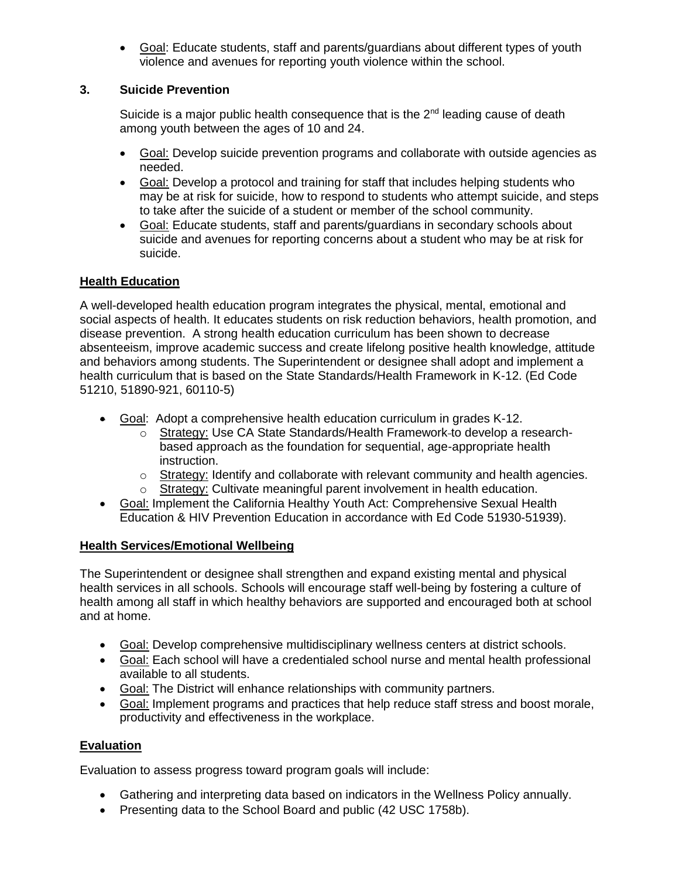- Goal: Educate students, staff and parents/guardians about different types of youth violence and avenues for reporting youth violence within the school.

**3. Suicide Prevention**

Suicide is a major public health consequence that is the 2nd leading cause of death among youth between the ages of 10 and 24.

- Goal: Develop suicide prevention programs and collaborate with outside agencies as needed.
- Goal: Develop a protocol and training for staff that includes helping students who may be at risk for suicide, how to respond to students who attempt suicide, and steps to take after the suicide of a student or member of the school community.
- Goal: Educate students, staff and parents/guardians in secondary schools about suicide and avenues for reporting concerns about a student who may be at risk for suicide.

## Health Education

A well-developed health education program integrates the physical, mental, emotional and social aspects of health. It educates students on risk reduction behaviors, health promotion, and disease prevention. A strong health education curriculum has been shown to decrease absenteeism, improve academic success and create lifelong positive health knowledge, attitude and behaviors among students. The Superintendent or designee shall adopt and implement a health curriculum that is based on the State Standards/Health Framework in K-12. (Ed Code 51210, 51890-921, 60110-5)

- Goal: Adopt a comprehensive health education curriculum in grades K-12.
  - Strategy: Use CA State Standards/Health Framework to develop a research-based approach as the foundation for sequential, age-appropriate health instruction.
  - Strategy: Identify and collaborate with relevant community and health agencies.
  - Strategy: Cultivate meaningful parent involvement in health education.
- Goal: Implement the California Healthy Youth Act: Comprehensive Sexual Health Education & HIV Prevention Education in accordance with Ed Code 51930-51939).

## Health Services/Emotional Wellbeing

The Superintendent or designee shall strengthen and expand existing mental and physical health services in all schools. Schools will encourage staff well-being by fostering a culture of health among all staff in which healthy behaviors are supported and encouraged both at school and at home.

- Goal: Develop comprehensive multidisciplinary wellness centers at district schools.
- Goal: Each school will have a credentialed school nurse and mental health professional available to all students.
- Goal: The District will enhance relationships with community partners.
- Goal: Implement programs and practices that help reduce staff stress and boost morale, productivity and effectiveness in the workplace.

## Evaluation

Evaluation to assess progress toward program goals will include:

- Gathering and interpreting data based on indicators in the Wellness Policy annually.
- Presenting data to the School Board and public (42 USC 1758b).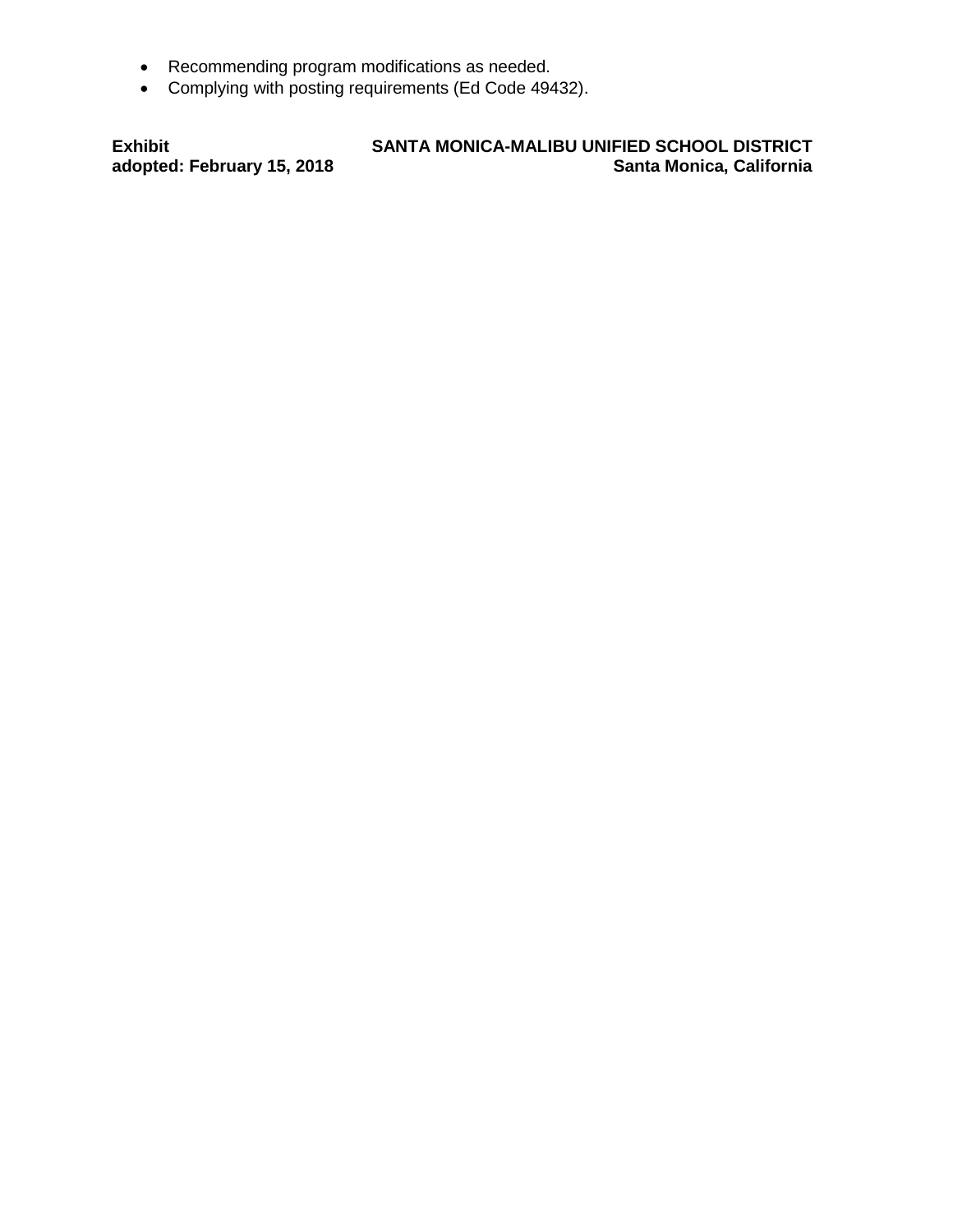- Recommending program modifications as needed.
- Complying with posting requirements (Ed Code 49432).

**Exhibit** **SANTA MONICA-MALIBU UNIFIED SCHOOL DISTRICT**
**adopted: February 15, 2018** **Santa Monica, California**